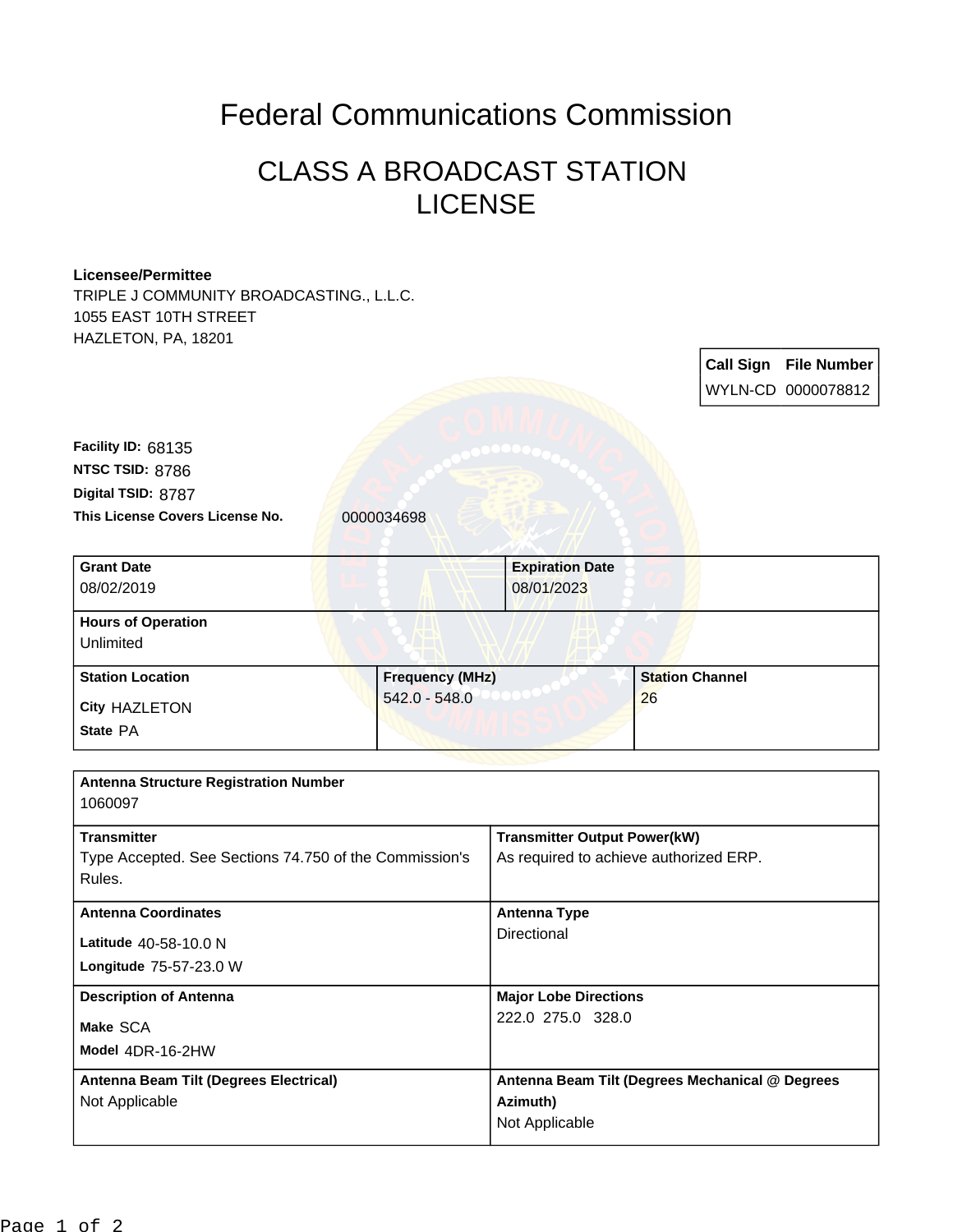# Federal Communications Commission

## CLASS A BROADCAST STATION LICENSE

**Licensee/Permittee**
TRIPLE J COMMUNITY BROADCASTING., L.L.C.
1055 EAST 10TH STREET
HAZLETON, PA, 18201

| Call Sign | File Number |
|---|---|
| WYLN-CD | 0000078812 |

**Facility ID:** 68135
**NTSC TSID:** 8786
**Digital TSID:** 8787
**This License Covers License No.** 0000034698

| **Grant Date** | | **Expiration Date** |
|---|---|---|
| 08/02/2019 | | 08/01/2023 |
| **Hours of Operation** Unlimited | | |
| **Station Location** City HAZLETON State PA | **Frequency (MHz)** 542.0 - 548.0 | **Station Channel** 26 |

| **Antenna Structure Registration Number** | |
|---|---|
| 1060097 | |
| **Transmitter** Type Accepted. See Sections 74.750 of the Commission's Rules. | **Transmitter Output Power(kW)** As required to achieve authorized ERP. |
| **Antenna Coordinates** Latitude 40-58-10.0 N Longitude 75-57-23.0 W | **Antenna Type** Directional |
| **Description of Antenna** Make SCA Model 4DR-16-2HW | **Major Lobe Directions** 222.0 275.0 328.0 |
| **Antenna Beam Tilt (Degrees Electrical)** Not Applicable | **Antenna Beam Tilt (Degrees Mechanical @ Degrees Azimuth)** Not Applicable |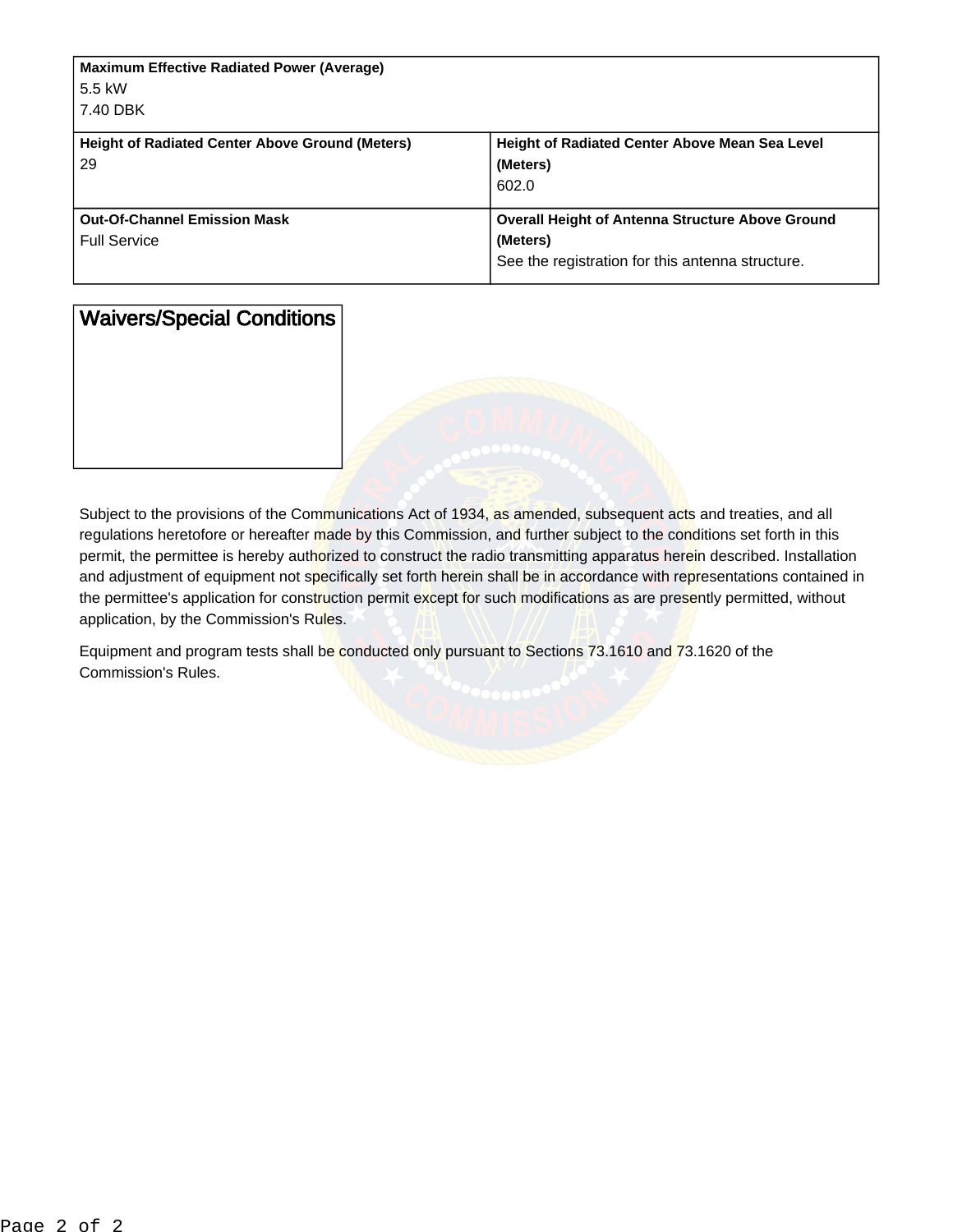| Maximum Effective Radiated Power (Average) | |
| --- | --- |
| 5.5 kW<br>7.40 DBK | |
| **Height of Radiated Center Above Ground (Meters)**<br>29 | **Height of Radiated Center Above Mean Sea Level (Meters)**<br>602.0 |
| **Out-Of-Channel Emission Mask**<br>Full Service | **Overall Height of Antenna Structure Above Ground (Meters)**<br>See the registration for this antenna structure. |

## Waivers/Special Conditions

Subject to the provisions of the Communications Act of 1934, as amended, subsequent acts and treaties, and all regulations heretofore or hereafter made by this Commission, and further subject to the conditions set forth in this permit, the permittee is hereby authorized to construct the radio transmitting apparatus herein described. Installation and adjustment of equipment not specifically set forth herein shall be in accordance with representations contained in the permittee's application for construction permit except for such modifications as are presently permitted, without application, by the Commission's Rules.

Equipment and program tests shall be conducted only pursuant to Sections 73.1610 and 73.1620 of the Commission's Rules.